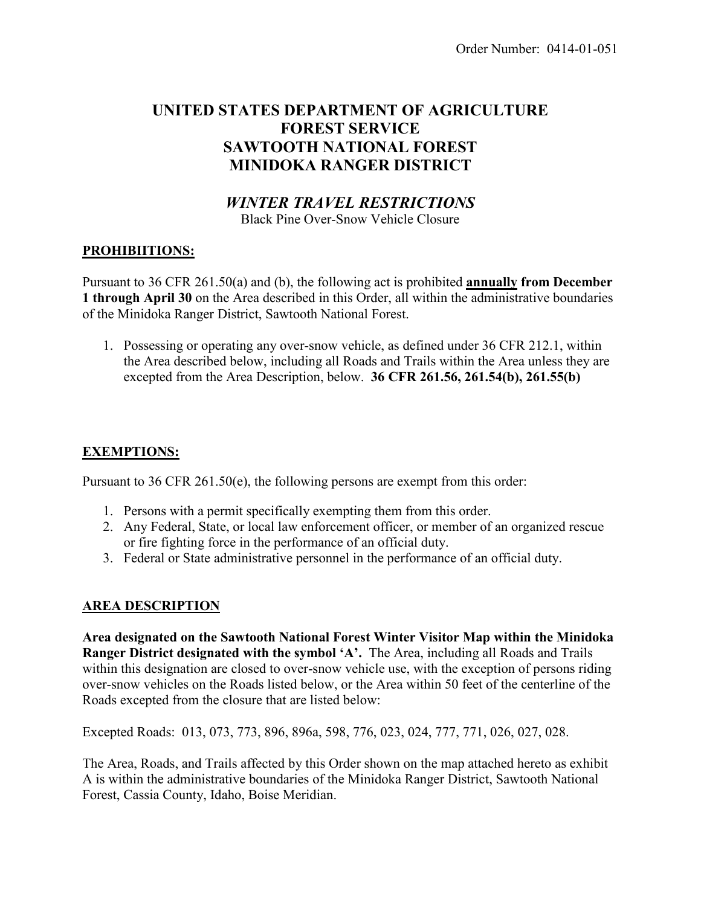Order Number: 0414-01-051

# UNITED STATES DEPARTMENT OF AGRICULTURE
# FOREST SERVICE
# SAWTOOTH NATIONAL FOREST
# MINIDOKA RANGER DISTRICT

## *WINTER TRAVEL RESTRICTIONS*

Black Pine Over-Snow Vehicle Closure

### PROHIBIITIONS:

Pursuant to 36 CFR 261.50(a) and (b), the following act is prohibited **annually from December 1 through April 30** on the Area described in this Order, all within the administrative boundaries of the Minidoka Ranger District, Sawtooth National Forest.

1. Possessing or operating any over-snow vehicle, as defined under 36 CFR 212.1, within the Area described below, including all Roads and Trails within the Area unless they are excepted from the Area Description, below. **36 CFR 261.56, 261.54(b), 261.55(b)**

### EXEMPTIONS:

Pursuant to 36 CFR 261.50(e), the following persons are exempt from this order:

1. Persons with a permit specifically exempting them from this order.
2. Any Federal, State, or local law enforcement officer, or member of an organized rescue or fire fighting force in the performance of an official duty.
3. Federal or State administrative personnel in the performance of an official duty.

### AREA DESCRIPTION

**Area designated on the Sawtooth National Forest Winter Visitor Map within the Minidoka Ranger District designated with the symbol 'A'.** The Area, including all Roads and Trails within this designation are closed to over-snow vehicle use, with the exception of persons riding over-snow vehicles on the Roads listed below, or the Area within 50 feet of the centerline of the Roads excepted from the closure that are listed below:

Excepted Roads: 013, 073, 773, 896, 896a, 598, 776, 023, 024, 777, 771, 026, 027, 028.

The Area, Roads, and Trails affected by this Order shown on the map attached hereto as exhibit A is within the administrative boundaries of the Minidoka Ranger District, Sawtooth National Forest, Cassia County, Idaho, Boise Meridian.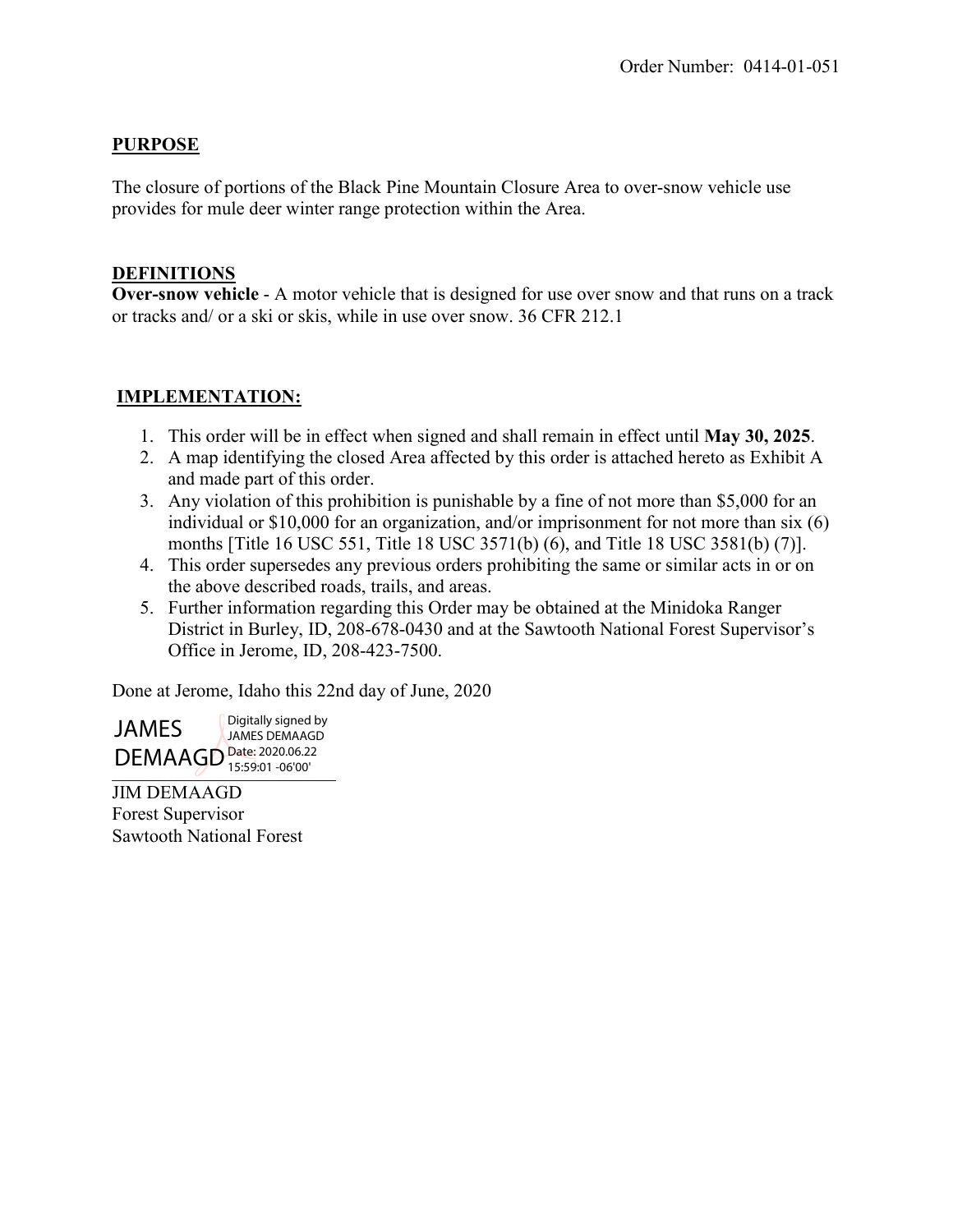Order Number: 0414-01-051

## PURPOSE

The closure of portions of the Black Pine Mountain Closure Area to over-snow vehicle use provides for mule deer winter range protection within the Area.

## DEFINITIONS

**Over-snow vehicle** - A motor vehicle that is designed for use over snow and that runs on a track or tracks and/ or a ski or skis, while in use over snow. 36 CFR 212.1

## IMPLEMENTATION:

1. This order will be in effect when signed and shall remain in effect until **May 30, 2025**.
2. A map identifying the closed Area affected by this order is attached hereto as Exhibit A and made part of this order.
3. Any violation of this prohibition is punishable by a fine of not more than $5,000 for an individual or $10,000 for an organization, and/or imprisonment for not more than six (6) months [Title 16 USC 551, Title 18 USC 3571(b) (6), and Title 18 USC 3581(b) (7)].
4. This order supersedes any previous orders prohibiting the same or similar acts in or on the above described roads, trails, and areas.
5. Further information regarding this Order may be obtained at the Minidoka Ranger District in Burley, ID, 208-678-0430 and at the Sawtooth National Forest Supervisor's Office in Jerome, ID, 208-423-7500.

Done at Jerome, Idaho this 22nd day of June, 2020

JAMES DEMAAGD
Digitally signed by JAMES DEMAAGD
Date: 2020.06.22 15:59:01 -06'00'

JIM DEMAAGD
Forest Supervisor
Sawtooth National Forest